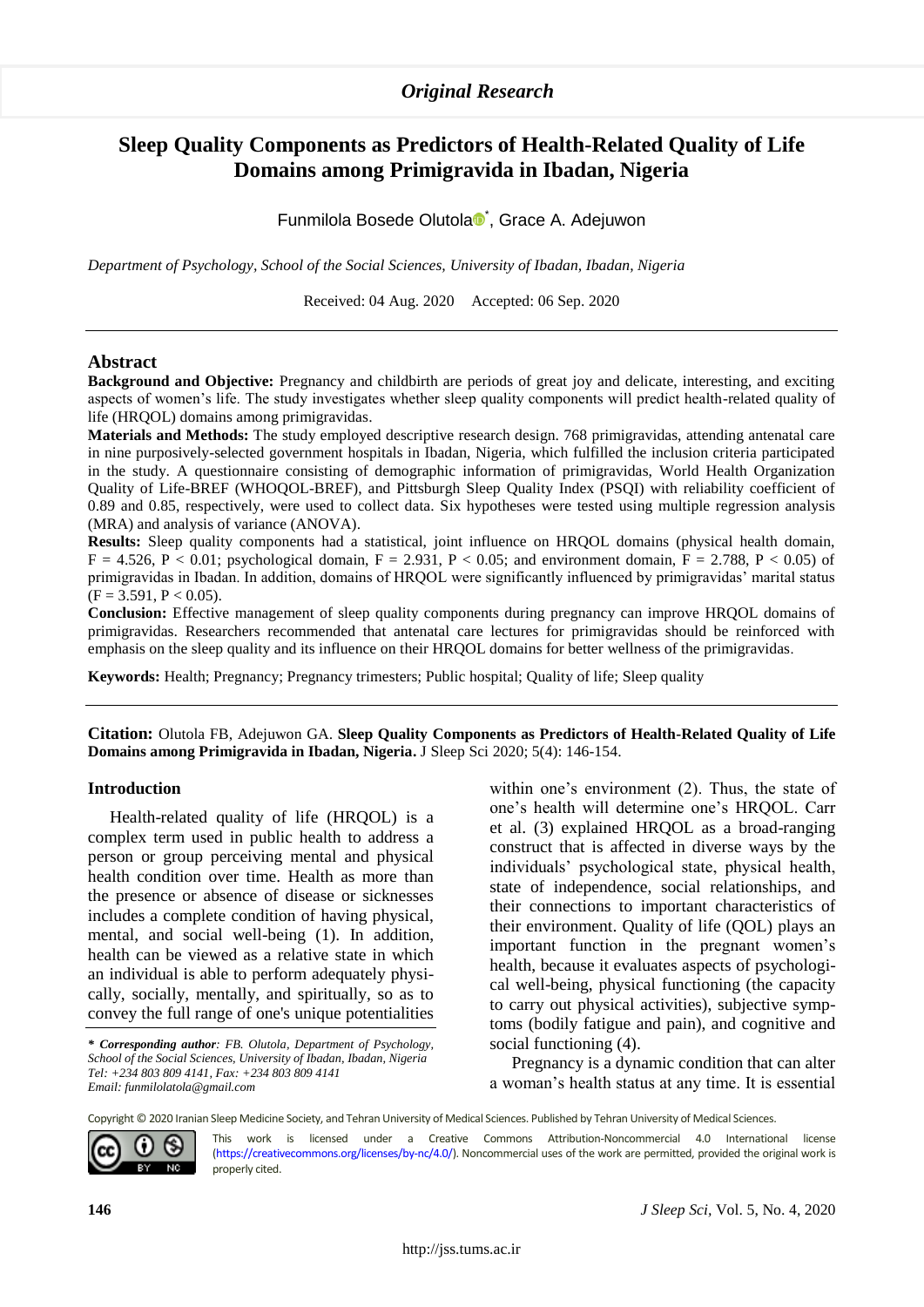*Original Research*

# Sleep Quality Components as Predictors of Health-Related Quality of Life Domains among Primigravida in Ibadan, Nigeria

Funmilola Bosede Olutola*, Grace A. Adejuwon

*Department of Psychology, School of the Social Sciences, University of Ibadan, Ibadan, Nigeria*

Received: 04 Aug. 2020 Accepted: 06 Sep. 2020

## Abstract

**Background and Objective:** Pregnancy and childbirth are periods of great joy and delicate, interesting, and exciting aspects of women's life. The study investigates whether sleep quality components will predict health-related quality of life (HRQOL) domains among primigravidas.

**Materials and Methods:** The study employed descriptive research design. 768 primigravidas, attending antenatal care in nine purposively-selected government hospitals in Ibadan, Nigeria, which fulfilled the inclusion criteria participated in the study. A questionnaire consisting of demographic information of primigravidas, World Health Organization Quality of Life-BREF (WHOQOL-BREF), and Pittsburgh Sleep Quality Index (PSQI) with reliability coefficient of 0.89 and 0.85, respectively, were used to collect data. Six hypotheses were tested using multiple regression analysis (MRA) and analysis of variance (ANOVA).

**Results:** Sleep quality components had a statistical, joint influence on HRQOL domains (physical health domain, $F = 4.526$, $P < 0.01$; psychological domain, $F = 2.931$, $P < 0.05$; and environment domain, $F = 2.788$, $P < 0.05$) of primigravidas in Ibadan. In addition, domains of HRQOL were significantly influenced by primigravidas' marital status ($F = 3.591$, $P < 0.05$).

**Conclusion:** Effective management of sleep quality components during pregnancy can improve HRQOL domains of primigravidas. Researchers recommended that antenatal care lectures for primigravidas should be reinforced with emphasis on the sleep quality and its influence on their HRQOL domains for better wellness of the primigravidas.

**Keywords:** Health; Pregnancy; Pregnancy trimesters; Public hospital; Quality of life; Sleep quality

**Citation:** Olutola FB, Adejuwon GA. **Sleep Quality Components as Predictors of Health-Related Quality of Life Domains among Primigravida in Ibadan, Nigeria.** J Sleep Sci 2020; 5(4): 146-154.

## Introduction

Health-related quality of life (HRQOL) is a complex term used in public health to address a person or group perceiving mental and physical health condition over time. Health as more than the presence or absence of disease or sicknesses includes a complete condition of having physical, mental, and social well-being (1). In addition, health can be viewed as a relative state in which an individual is able to perform adequately physically, socially, mentally, and spiritually, so as to convey the full range of one's unique potentialities within one's environment (2). Thus, the state of one's health will determine one's HRQOL. Carr et al. (3) explained HRQOL as a broad-ranging construct that is affected in diverse ways by the individuals' psychological state, physical health, state of independence, social relationships, and their connections to important characteristics of their environment. Quality of life (QOL) plays an important function in the pregnant women's health, because it evaluates aspects of psychological well-being, physical functioning (the capacity to carry out physical activities), subjective symptoms (bodily fatigue and pain), and cognitive and social functioning (4).

Pregnancy is a dynamic condition that can alter a woman's health status at any time. It is essential

*** Corresponding author**: *FB. Olutola, Department of Psychology, School of the Social Sciences, University of Ibadan, Ibadan, Nigeria*
*Tel: +234 803 809 4141, Fax: +234 803 809 4141*
*Email: funmilolatola@gmail.com*

Copyright © 2020 Iranian Sleep Medicine Society, and Tehran University of Medical Sciences. Published by Tehran University of Medical Sciences.

This work is licensed under a Creative Commons Attribution-Noncommercial 4.0 International license (https://creativecommons.org/licenses/by-nc/4.0/). Noncommercial uses of the work are permitted, provided the original work is properly cited.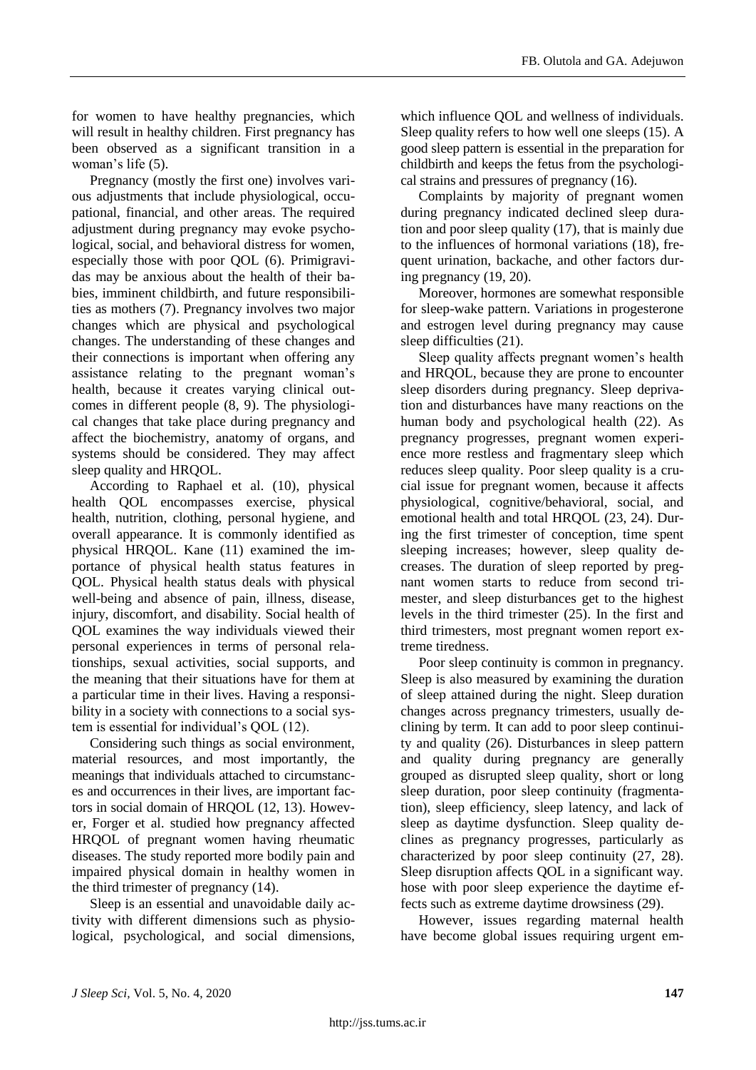for women to have healthy pregnancies, which will result in healthy children. First pregnancy has been observed as a significant transition in a woman's life (5).

Pregnancy (mostly the first one) involves various adjustments that include physiological, occupational, financial, and other areas. The required adjustment during pregnancy may evoke psychological, social, and behavioral distress for women, especially those with poor QOL (6). Primigravidas may be anxious about the health of their babies, imminent childbirth, and future responsibilities as mothers (7). Pregnancy involves two major changes which are physical and psychological changes. The understanding of these changes and their connections is important when offering any assistance relating to the pregnant woman's health, because it creates varying clinical outcomes in different people (8, 9). The physiological changes that take place during pregnancy and affect the biochemistry, anatomy of organs, and systems should be considered. They may affect sleep quality and HRQOL.

According to Raphael et al. (10), physical health QOL encompasses exercise, physical health, nutrition, clothing, personal hygiene, and overall appearance. It is commonly identified as physical HRQOL. Kane (11) examined the importance of physical health status features in QOL. Physical health status deals with physical well-being and absence of pain, illness, disease, injury, discomfort, and disability. Social health of QOL examines the way individuals viewed their personal experiences in terms of personal relationships, sexual activities, social supports, and the meaning that their situations have for them at a particular time in their lives. Having a responsibility in a society with connections to a social system is essential for individual's QOL (12).

Considering such things as social environment, material resources, and most importantly, the meanings that individuals attached to circumstances and occurrences in their lives, are important factors in social domain of HRQOL (12, 13). However, Forger et al. studied how pregnancy affected HRQOL of pregnant women having rheumatic diseases. The study reported more bodily pain and impaired physical domain in healthy women in the third trimester of pregnancy (14).

Sleep is an essential and unavoidable daily activity with different dimensions such as physiological, psychological, and social dimensions, which influence QOL and wellness of individuals. Sleep quality refers to how well one sleeps (15). A good sleep pattern is essential in the preparation for childbirth and keeps the fetus from the psychological strains and pressures of pregnancy (16).

Complaints by majority of pregnant women during pregnancy indicated declined sleep duration and poor sleep quality (17), that is mainly due to the influences of hormonal variations (18), frequent urination, backache, and other factors during pregnancy (19, 20).

Moreover, hormones are somewhat responsible for sleep-wake pattern. Variations in progesterone and estrogen level during pregnancy may cause sleep difficulties (21).

Sleep quality affects pregnant women's health and HRQOL, because they are prone to encounter sleep disorders during pregnancy. Sleep deprivation and disturbances have many reactions on the human body and psychological health (22). As pregnancy progresses, pregnant women experience more restless and fragmentary sleep which reduces sleep quality. Poor sleep quality is a crucial issue for pregnant women, because it affects physiological, cognitive/behavioral, social, and emotional health and total HRQOL (23, 24). During the first trimester of conception, time spent sleeping increases; however, sleep quality decreases. The duration of sleep reported by pregnant women starts to reduce from second trimester, and sleep disturbances get to the highest levels in the third trimester (25). In the first and third trimesters, most pregnant women report extreme tiredness.

Poor sleep continuity is common in pregnancy. Sleep is also measured by examining the duration of sleep attained during the night. Sleep duration changes across pregnancy trimesters, usually declining by term. It can add to poor sleep continuity and quality (26). Disturbances in sleep pattern and quality during pregnancy are generally grouped as disrupted sleep quality, short or long sleep duration, poor sleep continuity (fragmentation), sleep efficiency, sleep latency, and lack of sleep as daytime dysfunction. Sleep quality declines as pregnancy progresses, particularly as characterized by poor sleep continuity (27, 28). Sleep disruption affects QOL in a significant way. hose with poor sleep experience the daytime effects such as extreme daytime drowsiness (29).

However, issues regarding maternal health have become global issues requiring urgent em-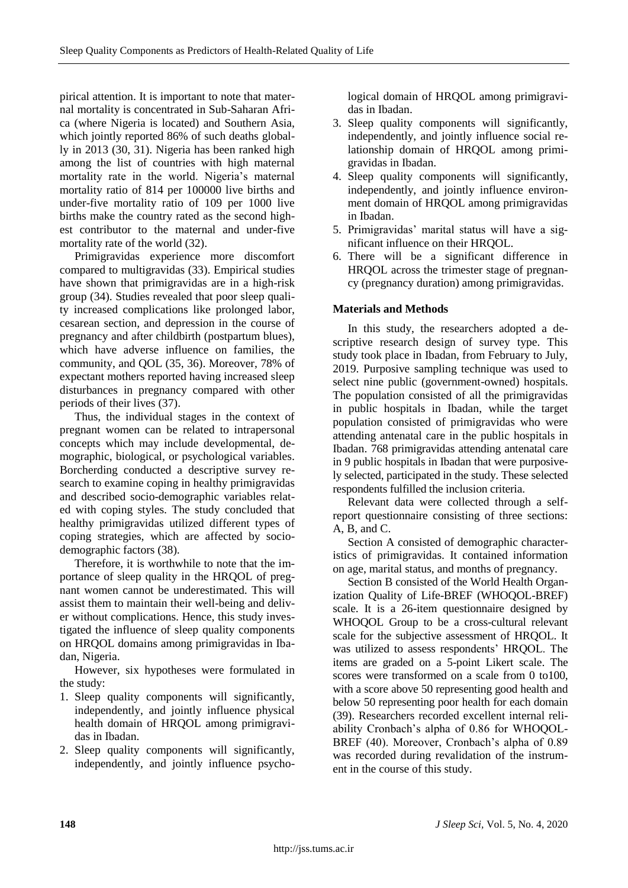pirical attention. It is important to note that maternal mortality is concentrated in Sub-Saharan Africa (where Nigeria is located) and Southern Asia, which jointly reported 86% of such deaths globally in 2013 (30, 31). Nigeria has been ranked high among the list of countries with high maternal mortality rate in the world. Nigeria's maternal mortality ratio of 814 per 100000 live births and under-five mortality ratio of 109 per 1000 live births make the country rated as the second highest contributor to the maternal and under-five mortality rate of the world (32).

Primigravidas experience more discomfort compared to multigravidas (33). Empirical studies have shown that primigravidas are in a high-risk group (34). Studies revealed that poor sleep quality increased complications like prolonged labor, cesarean section, and depression in the course of pregnancy and after childbirth (postpartum blues), which have adverse influence on families, the community, and QOL (35, 36). Moreover, 78% of expectant mothers reported having increased sleep disturbances in pregnancy compared with other periods of their lives (37).

Thus, the individual stages in the context of pregnant women can be related to intrapersonal concepts which may include developmental, demographic, biological, or psychological variables. Borcherding conducted a descriptive survey research to examine coping in healthy primigravidas and described socio-demographic variables related with coping styles. The study concluded that healthy primigravidas utilized different types of coping strategies, which are affected by sociodemographic factors (38).

Therefore, it is worthwhile to note that the importance of sleep quality in the HRQOL of pregnant women cannot be underestimated. This will assist them to maintain their well-being and deliver without complications. Hence, this study investigated the influence of sleep quality components on HRQOL domains among primigravidas in Ibadan, Nigeria.

However, six hypotheses were formulated in the study:

1. Sleep quality components will significantly, independently, and jointly influence physical health domain of HRQOL among primigravidas in Ibadan.
2. Sleep quality components will significantly, independently, and jointly influence psychological domain of HRQOL among primigravidas in Ibadan.
3. Sleep quality components will significantly, independently, and jointly influence social relationship domain of HRQOL among primigravidas in Ibadan.
4. Sleep quality components will significantly, independently, and jointly influence environment domain of HRQOL among primigravidas in Ibadan.
5. Primigravidas' marital status will have a significant influence on their HRQOL.
6. There will be a significant difference in HRQOL across the trimester stage of pregnancy (pregnancy duration) among primigravidas.

## Materials and Methods

In this study, the researchers adopted a descriptive research design of survey type. This study took place in Ibadan, from February to July, 2019. Purposive sampling technique was used to select nine public (government-owned) hospitals. The population consisted of all the primigravidas in public hospitals in Ibadan, while the target population consisted of primigravidas who were attending antenatal care in the public hospitals in Ibadan. 768 primigravidas attending antenatal care in 9 public hospitals in Ibadan that were purposively selected, participated in the study. These selected respondents fulfilled the inclusion criteria.

Relevant data were collected through a self-report questionnaire consisting of three sections: A, B, and C.

Section A consisted of demographic characteristics of primigravidas. It contained information on age, marital status, and months of pregnancy.

Section B consisted of the World Health Organization Quality of Life-BREF (WHOQOL-BREF) scale. It is a 26-item questionnaire designed by WHOQOL Group to be a cross-cultural relevant scale for the subjective assessment of HRQOL. It was utilized to assess respondents' HRQOL. The items are graded on a 5-point Likert scale. The scores were transformed on a scale from 0 to100, with a score above 50 representing good health and below 50 representing poor health for each domain (39). Researchers recorded excellent internal reliability Cronbach's alpha of 0.86 for WHOQOL-BREF (40). Moreover, Cronbach's alpha of 0.89 was recorded during revalidation of the instrument in the course of this study.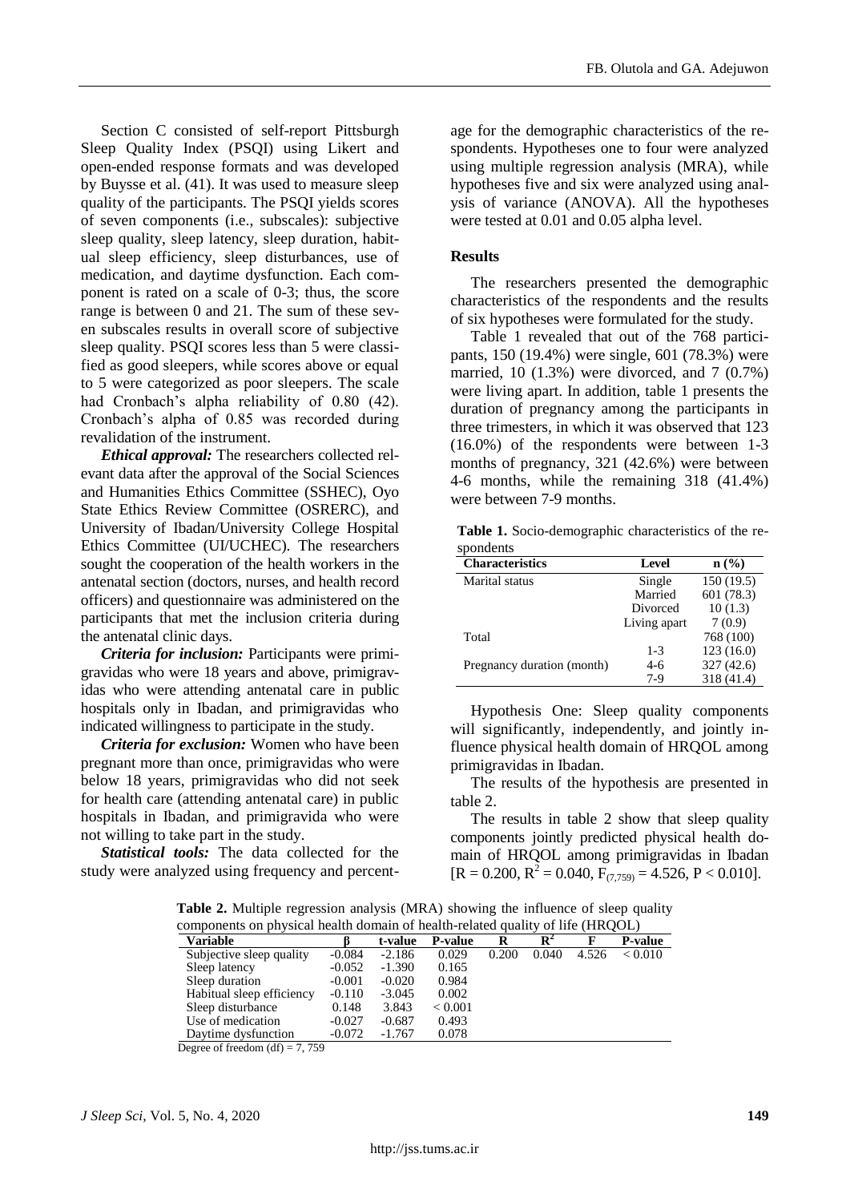Section C consisted of self-report Pittsburgh Sleep Quality Index (PSQI) using Likert and open-ended response formats and was developed by Buysse et al. (41). It was used to measure sleep quality of the participants. The PSQI yields scores of seven components (i.e., subscales): subjective sleep quality, sleep latency, sleep duration, habitual sleep efficiency, sleep disturbances, use of medication, and daytime dysfunction. Each component is rated on a scale of 0-3; thus, the score range is between 0 and 21. The sum of these seven subscales results in overall score of subjective sleep quality. PSQI scores less than 5 were classified as good sleepers, while scores above or equal to 5 were categorized as poor sleepers. The scale had Cronbach's alpha reliability of 0.80 (42). Cronbach's alpha of 0.85 was recorded during revalidation of the instrument.

***Ethical approval:*** The researchers collected relevant data after the approval of the Social Sciences and Humanities Ethics Committee (SSHEC), Oyo State Ethics Review Committee (OSRERC), and University of Ibadan/University College Hospital Ethics Committee (UI/UCHEC). The researchers sought the cooperation of the health workers in the antenatal section (doctors, nurses, and health record officers) and questionnaire was administered on the participants that met the inclusion criteria during the antenatal clinic days.

***Criteria for inclusion:*** Participants were primigravidas who were 18 years and above, primigravidas who were attending antenatal care in public hospitals only in Ibadan, and primigravidas who indicated willingness to participate in the study.

***Criteria for exclusion:*** Women who have been pregnant more than once, primigravidas who were below 18 years, primigravidas who did not seek for health care (attending antenatal care) in public hospitals in Ibadan, and primigravida who were not willing to take part in the study.

***Statistical tools:*** The data collected for the study were analyzed using frequency and percentage for the demographic characteristics of the respondents. Hypotheses one to four were analyzed using multiple regression analysis (MRA), while hypotheses five and six were analyzed using analysis of variance (ANOVA). All the hypotheses were tested at 0.01 and 0.05 alpha level.

## Results

The researchers presented the demographic characteristics of the respondents and the results of six hypotheses were formulated for the study.

Table 1 revealed that out of the 768 participants, 150 (19.4%) were single, 601 (78.3%) were married, 10 (1.3%) were divorced, and 7 (0.7%) were living apart. In addition, table 1 presents the duration of pregnancy among the participants in three trimesters, in which it was observed that 123 (16.0%) of the respondents were between 1-3 months of pregnancy, 321 (42.6%) were between 4-6 months, while the remaining 318 (41.4%) were between 7-9 months.

**Table 1.** Socio-demographic characteristics of the respondents

| Characteristics | Level | n (%) |
|---|---|---|
| Marital status | Single | 150 (19.5) |
| | Married | 601 (78.3) |
| | Divorced | 10 (1.3) |
| | Living apart | 7 (0.9) |
| Total | | 768 (100) |
| Pregnancy duration (month) | 1-3 | 123 (16.0) |
| | 4-6 | 327 (42.6) |
| | 7-9 | 318 (41.4) |

Hypothesis One: Sleep quality components will significantly, independently, and jointly influence physical health domain of HRQOL among primigravidas in Ibadan.

The results of the hypothesis are presented in table 2.

The results in table 2 show that sleep quality components jointly predicted physical health domain of HRQOL among primigravidas in Ibadan [$R = 0.200$, $R^2 = 0.040$, $F_{(7,759)} = 4.526$, $P < 0.010$].

**Table 2.** Multiple regression analysis (MRA) showing the influence of sleep quality components on physical health domain of health-related quality of life (HRQOL)

| Variable | β | t-value | P-value | R | $R^2$ | F | P-value |
|---|---|---|---|---|---|---|---|
| Subjective sleep quality | -0.084 | -2.186 | 0.029 | 0.200 | 0.040 | 4.526 | < 0.010 |
| Sleep latency | -0.052 | -1.390 | 0.165 | | | | |
| Sleep duration | -0.001 | -0.020 | 0.984 | | | | |
| Habitual sleep efficiency | -0.110 | -3.045 | 0.002 | | | | |
| Sleep disturbance | 0.148 | 3.843 | < 0.001 | | | | |
| Use of medication | -0.027 | -0.687 | 0.493 | | | | |
| Daytime dysfunction | -0.072 | -1.767 | 0.078 | | | | |

Degree of freedom (df) = 7, 759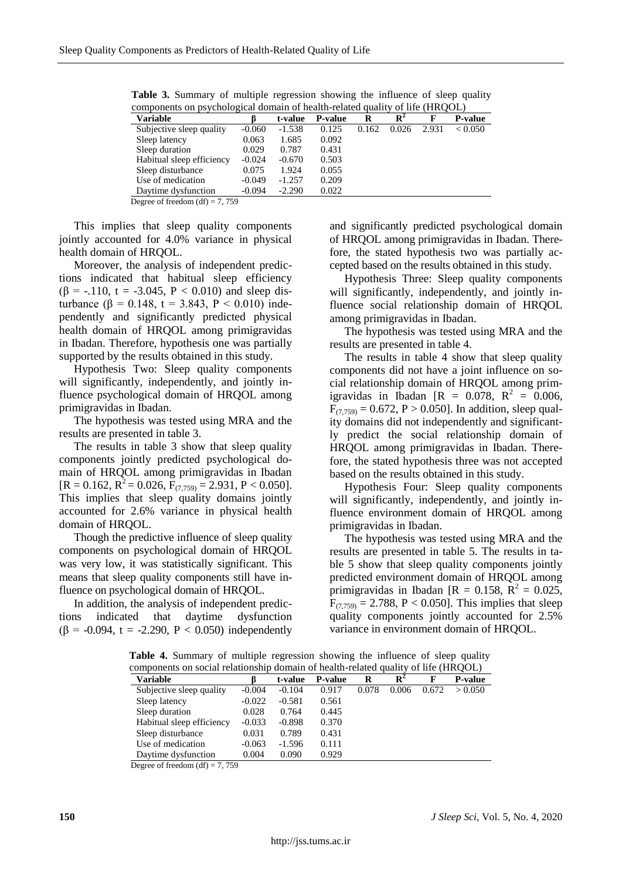**Table 3.** Summary of multiple regression showing the influence of sleep quality components on psychological domain of health-related quality of life (HRQOL)

| Variable | β | t-value | P-value | R | $R^2$ | F | P-value |
|---|---|---|---|---|---|---|---|
| Subjective sleep quality | -0.060 | -1.538 | 0.125 | 0.162 | 0.026 | 2.931 | < 0.050 |
| Sleep latency | 0.063 | 1.685 | 0.092 | | | | |
| Sleep duration | 0.029 | 0.787 | 0.431 | | | | |
| Habitual sleep efficiency | -0.024 | -0.670 | 0.503 | | | | |
| Sleep disturbance | 0.075 | 1.924 | 0.055 | | | | |
| Use of medication | -0.049 | -1.257 | 0.209 | | | | |
| Daytime dysfunction | -0.094 | -2.290 | 0.022 | | | | |

Degree of freedom (df) = 7, 759

This implies that sleep quality components jointly accounted for 4.0% variance in physical health domain of HRQOL.

Moreover, the analysis of independent predictions indicated that habitual sleep efficiency (β = -.110, t = -3.045, $P < 0.010$) and sleep disturbance (β = 0.148, t = 3.843, $P < 0.010$) independently and significantly predicted physical health domain of HRQOL among primigravidas in Ibadan. Therefore, hypothesis one was partially supported by the results obtained in this study.

Hypothesis Two: Sleep quality components will significantly, independently, and jointly influence psychological domain of HRQOL among primigravidas in Ibadan.

The hypothesis was tested using MRA and the results are presented in table 3.

The results in table 3 show that sleep quality components jointly predicted psychological domain of HRQOL among primigravidas in Ibadan [R = 0.162, $R^2$ = 0.026, $F_{(7,759)}$ = 2.931, $P < 0.050$]. This implies that sleep quality domains jointly accounted for 2.6% variance in physical health domain of HRQOL.

Though the predictive influence of sleep quality components on psychological domain of HRQOL was very low, it was statistically significant. This means that sleep quality components still have influence on psychological domain of HRQOL.

In addition, the analysis of independent predictions indicated that daytime dysfunction (β = -0.094, t = -2.290, $P < 0.050$) independently and significantly predicted psychological domain of HRQOL among primigravidas in Ibadan. Therefore, the stated hypothesis two was partially accepted based on the results obtained in this study.

Hypothesis Three: Sleep quality components will significantly, independently, and jointly influence social relationship domain of HRQOL among primigravidas in Ibadan.

The hypothesis was tested using MRA and the results are presented in table 4.

The results in table 4 show that sleep quality components did not have a joint influence on social relationship domain of HRQOL among primigravidas in Ibadan [R = 0.078, $R^2$ = 0.006, $F_{(7,759)}$ = 0.672, $P > 0.050$]. In addition, sleep quality domains did not independently and significantly predict the social relationship domain of HRQOL among primigravidas in Ibadan. Therefore, the stated hypothesis three was not accepted based on the results obtained in this study.

Hypothesis Four: Sleep quality components will significantly, independently, and jointly influence environment domain of HRQOL among primigravidas in Ibadan.

The hypothesis was tested using MRA and the results are presented in table 5. The results in table 5 show that sleep quality components jointly predicted environment domain of HRQOL among primigravidas in Ibadan [R = 0.158, $R^2$ = 0.025, $F_{(7,759)}$ = 2.788, $P < 0.050$]. This implies that sleep quality components jointly accounted for 2.5% variance in environment domain of HRQOL.

**Table 4.** Summary of multiple regression showing the influence of sleep quality components on social relationship domain of health-related quality of life (HRQOL)

| Variable | β | t-value | P-value | R | $R^2$ | F | P-value |
|---|---|---|---|---|---|---|---|
| Subjective sleep quality | -0.004 | -0.104 | 0.917 | 0.078 | 0.006 | 0.672 | > 0.050 |
| Sleep latency | -0.022 | -0.581 | 0.561 | | | | |
| Sleep duration | 0.028 | 0.764 | 0.445 | | | | |
| Habitual sleep efficiency | -0.033 | -0.898 | 0.370 | | | | |
| Sleep disturbance | 0.031 | 0.789 | 0.431 | | | | |
| Use of medication | -0.063 | -1.596 | 0.111 | | | | |
| Daytime dysfunction | 0.004 | 0.090 | 0.929 | | | | |

Degree of freedom (df) = 7, 759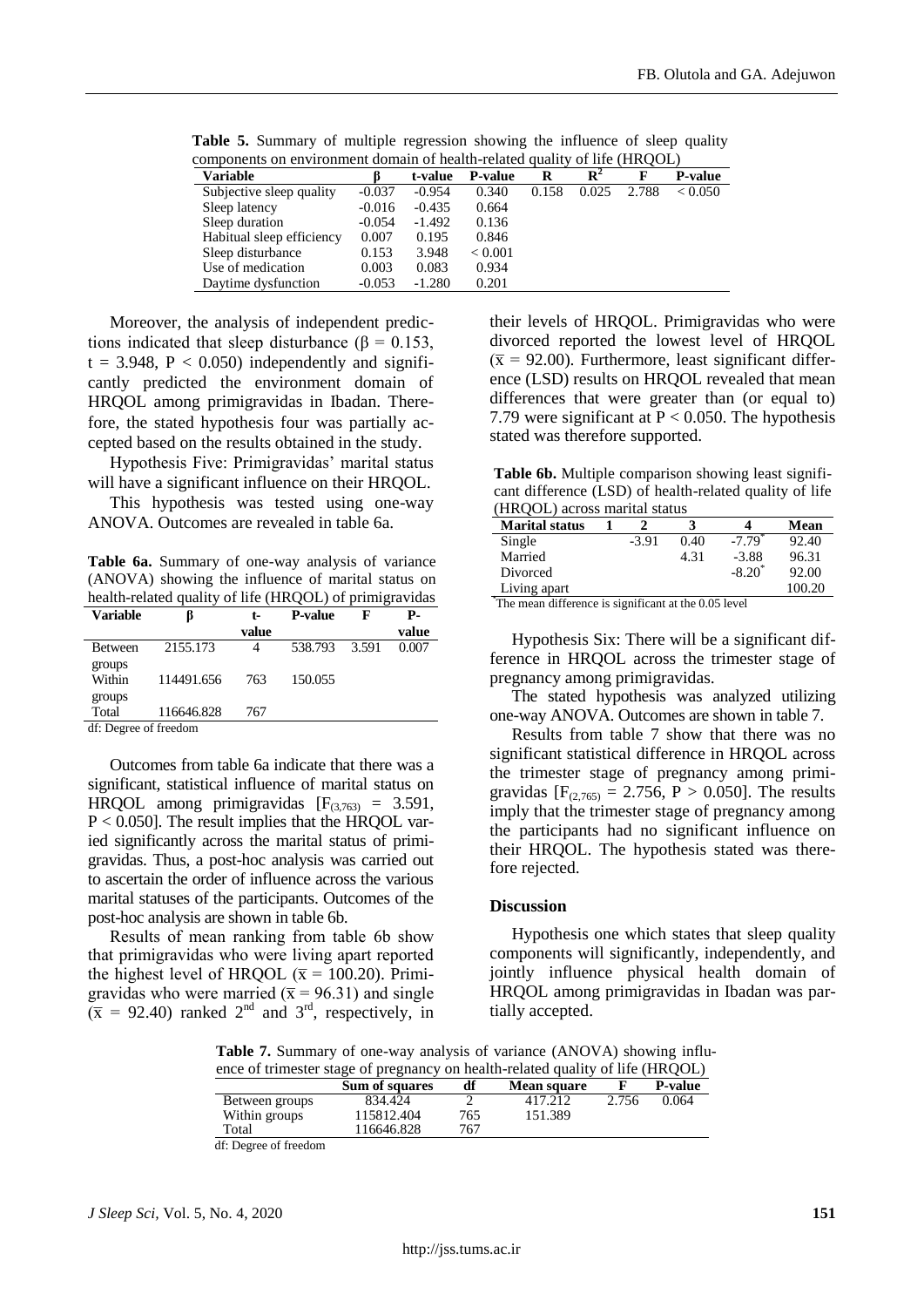**Table 5.** Summary of multiple regression showing the influence of sleep quality components on environment domain of health-related quality of life (HRQOL)

| Variable | β | t-value | P-value | R | $R^2$ | F | P-value |
|---|---|---|---|---|---|---|---|
| Subjective sleep quality | -0.037 | -0.954 | 0.340 | 0.158 | 0.025 | 2.788 | < 0.050 |
| Sleep latency | -0.016 | -0.435 | 0.664 | | | | |
| Sleep duration | -0.054 | -1.492 | 0.136 | | | | |
| Habitual sleep efficiency | 0.007 | 0.195 | 0.846 | | | | |
| Sleep disturbance | 0.153 | 3.948 | < 0.001 | | | | |
| Use of medication | 0.003 | 0.083 | 0.934 | | | | |
| Daytime dysfunction | -0.053 | -1.280 | 0.201 | | | | |

Moreover, the analysis of independent predictions indicated that sleep disturbance (β = 0.153, t = 3.948, $P < 0.050$) independently and significantly predicted the environment domain of HRQOL among primigravidas in Ibadan. Therefore, the stated hypothesis four was partially accepted based on the results obtained in the study.

Hypothesis Five: Primigravidas' marital status will have a significant influence on their HRQOL.

This hypothesis was tested using one-way ANOVA. Outcomes are revealed in table 6a.

**Table 6a.** Summary of one-way analysis of variance (ANOVA) showing the influence of marital status on health-related quality of life (HRQOL) of primigravidas

| Variable | β | t-value | P-value | F | P-value |
|---|---|---|---|---|---|
| Between groups | 2155.173 | 4 | 538.793 | 3.591 | 0.007 |
| Within groups | 114491.656 | 763 | 150.055 | | |
| Total | 116646.828 | 767 | | | |

df: Degree of freedom

Outcomes from table 6a indicate that there was a significant, statistical influence of marital status on HRQOL among primigravidas [$F_{(3,763)} = 3.591$, $P < 0.050$]. The result implies that the HRQOL varied significantly across the marital status of primigravidas. Thus, a post-hoc analysis was carried out to ascertain the order of influence across the various marital statuses of the participants. Outcomes of the post-hoc analysis are shown in table 6b.

Results of mean ranking from table 6b show that primigravidas who were living apart reported the highest level of HRQOL ($\bar{x} = 100.20$). Primigravidas who were married ($\bar{x} = 96.31$) and single ($\bar{x} = 92.40$) ranked 2nd and 3rd, respectively, in their levels of HRQOL. Primigravidas who were divorced reported the lowest level of HRQOL ($\bar{x} = 92.00$). Furthermore, least significant difference (LSD) results on HRQOL revealed that mean differences that were greater than (or equal to) 7.79 were significant at $P < 0.050$. The hypothesis stated was therefore supported.

**Table 6b.** Multiple comparison showing least significant difference (LSD) of health-related quality of life (HRQOL) across marital status

| Marital status | 1 | 2 | 3 | 4 | Mean |
|---|---|---|---|---|---|
| Single | | -3.91 | 0.40 | -7.79* | 92.40 |
| Married | | | 4.31 | -3.88 | 96.31 |
| Divorced | | | | -8.20* | 92.00 |
| Living apart | | | | | 100.20 |

*The mean difference is significant at the 0.05 level

Hypothesis Six: There will be a significant difference in HRQOL across the trimester stage of pregnancy among primigravidas.

The stated hypothesis was analyzed utilizing one-way ANOVA. Outcomes are shown in table 7.

Results from table 7 show that there was no significant statistical difference in HRQOL across the trimester stage of pregnancy among primigravidas [$F_{(2,765)} = 2.756$, $P > 0.050$]. The results imply that the trimester stage of pregnancy among the participants had no significant influence on their HRQOL. The hypothesis stated was therefore rejected.

## Discussion

Hypothesis one which states that sleep quality components will significantly, independently, and jointly influence physical health domain of HRQOL among primigravidas in Ibadan was partially accepted.

**Table 7.** Summary of one-way analysis of variance (ANOVA) showing influence of trimester stage of pregnancy on health-related quality of life (HRQOL)

| | Sum of squares | df | Mean square | F | P-value |
|---|---|---|---|---|---|
| Between groups | 834.424 | 2 | 417.212 | 2.756 | 0.064 |
| Within groups | 115812.404 | 765 | 151.389 | | |
| Total | 116646.828 | 767 | | | |

df: Degree of freedom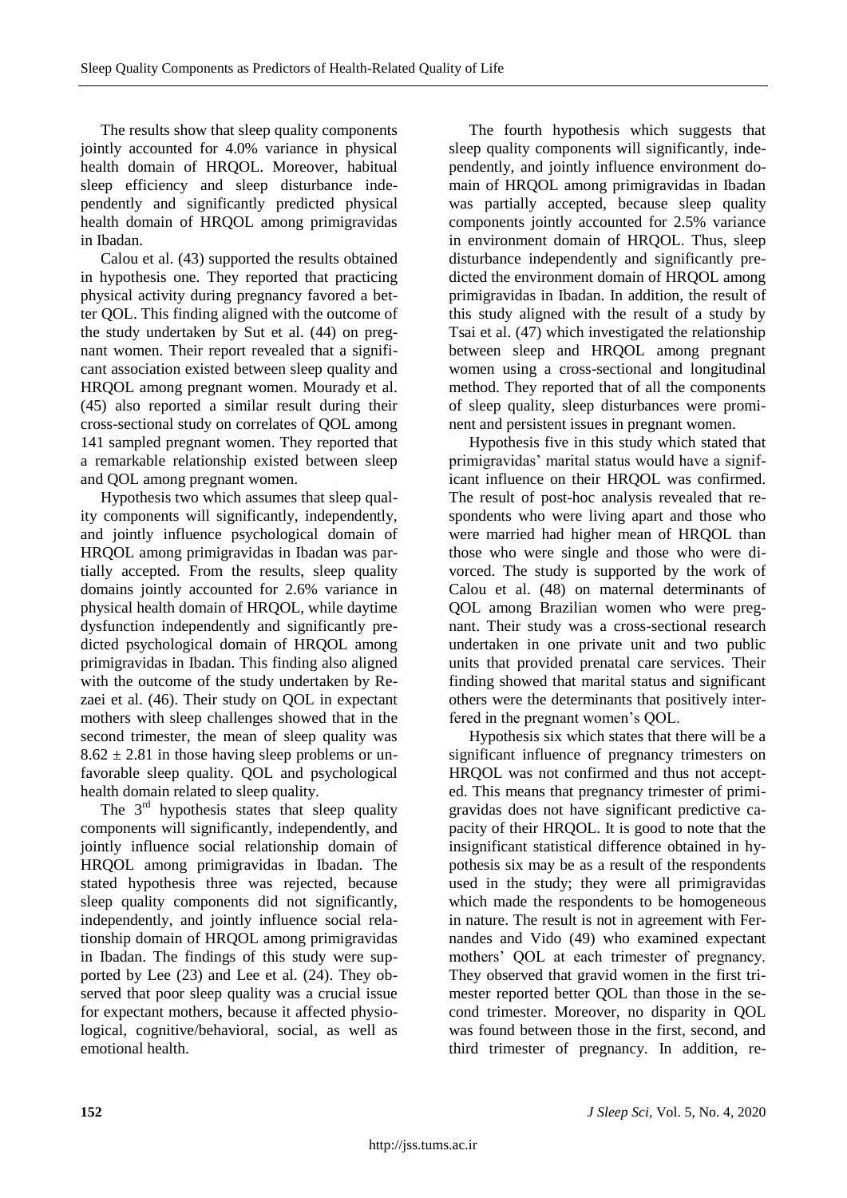The results show that sleep quality components jointly accounted for 4.0% variance in physical health domain of HRQOL. Moreover, habitual sleep efficiency and sleep disturbance independently and significantly predicted physical health domain of HRQOL among primigravidas in Ibadan.

Calou et al. (43) supported the results obtained in hypothesis one. They reported that practicing physical activity during pregnancy favored a better QOL. This finding aligned with the outcome of the study undertaken by Sut et al. (44) on pregnant women. Their report revealed that a significant association existed between sleep quality and HRQOL among pregnant women. Mourady et al. (45) also reported a similar result during their cross-sectional study on correlates of QOL among 141 sampled pregnant women. They reported that a remarkable relationship existed between sleep and QOL among pregnant women.

Hypothesis two which assumes that sleep quality components will significantly, independently, and jointly influence psychological domain of HRQOL among primigravidas in Ibadan was partially accepted. From the results, sleep quality domains jointly accounted for 2.6% variance in physical health domain of HRQOL, while daytime dysfunction independently and significantly predicted psychological domain of HRQOL among primigravidas in Ibadan. This finding also aligned with the outcome of the study undertaken by Rezaei et al. (46). Their study on QOL in expectant mothers with sleep challenges showed that in the second trimester, the mean of sleep quality was $8.62 \pm 2.81$ in those having sleep problems or unfavorable sleep quality. QOL and psychological health domain related to sleep quality.

The 3rd hypothesis states that sleep quality components will significantly, independently, and jointly influence social relationship domain of HRQOL among primigravidas in Ibadan. The stated hypothesis three was rejected, because sleep quality components did not significantly, independently, and jointly influence social relationship domain of HRQOL among primigravidas in Ibadan. The findings of this study were supported by Lee (23) and Lee et al. (24). They observed that poor sleep quality was a crucial issue for expectant mothers, because it affected physiological, cognitive/behavioral, social, as well as emotional health.

The fourth hypothesis which suggests that sleep quality components will significantly, independently, and jointly influence environment domain of HRQOL among primigravidas in Ibadan was partially accepted, because sleep quality components jointly accounted for 2.5% variance in environment domain of HRQOL. Thus, sleep disturbance independently and significantly predicted the environment domain of HRQOL among primigravidas in Ibadan. In addition, the result of this study aligned with the result of a study by Tsai et al. (47) which investigated the relationship between sleep and HRQOL among pregnant women using a cross-sectional and longitudinal method. They reported that of all the components of sleep quality, sleep disturbances were prominent and persistent issues in pregnant women.

Hypothesis five in this study which stated that primigravidas' marital status would have a significant influence on their HRQOL was confirmed. The result of post-hoc analysis revealed that respondents who were living apart and those who were married had higher mean of HRQOL than those who were single and those who were divorced. The study is supported by the work of Calou et al. (48) on maternal determinants of QOL among Brazilian women who were pregnant. Their study was a cross-sectional research undertaken in one private unit and two public units that provided prenatal care services. Their finding showed that marital status and significant others were the determinants that positively interfered in the pregnant women's QOL.

Hypothesis six which states that there will be a significant influence of pregnancy trimesters on HRQOL was not confirmed and thus not accepted. This means that pregnancy trimester of primigravidas does not have significant predictive capacity of their HRQOL. It is good to note that the insignificant statistical difference obtained in hypothesis six may be as a result of the respondents used in the study; they were all primigravidas which made the respondents to be homogeneous in nature. The result is not in agreement with Fernandes and Vido (49) who examined expectant mothers' QOL at each trimester of pregnancy. They observed that gravid women in the first trimester reported better QOL than those in the second trimester. Moreover, no disparity in QOL was found between those in the first, second, and third trimester of pregnancy. In addition, re-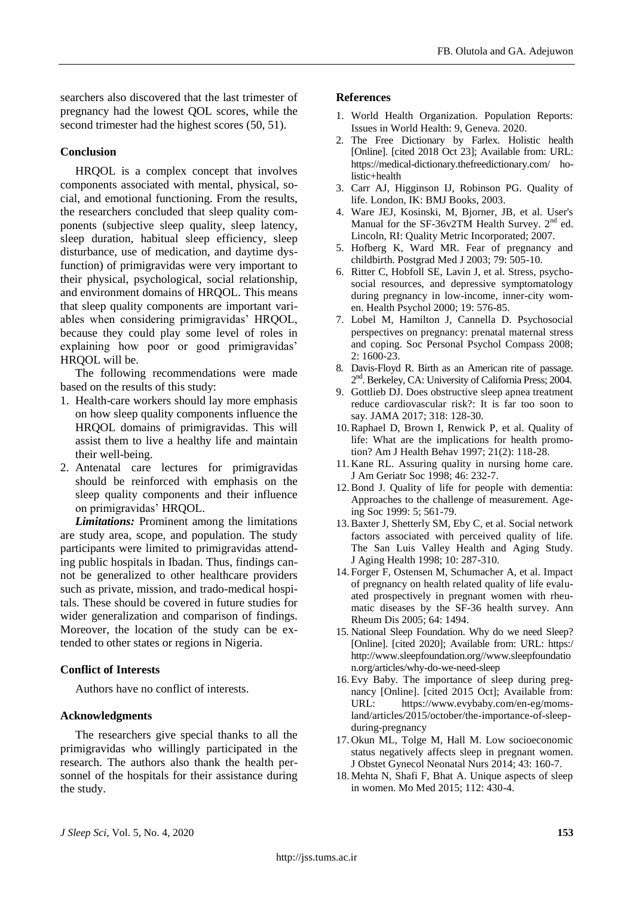searchers also discovered that the last trimester of pregnancy had the lowest QOL scores, while the second trimester had the highest scores (50, 51).

## Conclusion

HRQOL is a complex concept that involves components associated with mental, physical, social, and emotional functioning. From the results, the researchers concluded that sleep quality components (subjective sleep quality, sleep latency, sleep duration, habitual sleep efficiency, sleep disturbance, use of medication, and daytime dysfunction) of primigravidas were very important to their physical, psychological, social relationship, and environment domains of HRQOL. This means that sleep quality components are important variables when considering primigravidas' HRQOL, because they could play some level of roles in explaining how poor or good primigravidas' HRQOL will be.

The following recommendations were made based on the results of this study:

1. Health-care workers should lay more emphasis on how sleep quality components influence the HRQOL domains of primigravidas. This will assist them to live a healthy life and maintain their well-being.
2. Antenatal care lectures for primigravidas should be reinforced with emphasis on the sleep quality components and their influence on primigravidas' HRQOL.

***Limitations:*** Prominent among the limitations are study area, scope, and population. The study participants were limited to primigravidas attending public hospitals in Ibadan. Thus, findings cannot be generalized to other healthcare providers such as private, mission, and trado-medical hospitals. These should be covered in future studies for wider generalization and comparison of findings. Moreover, the location of the study can be extended to other states or regions in Nigeria.

## Conflict of Interests

Authors have no conflict of interests.

## Acknowledgments

The researchers give special thanks to all the primigravidas who willingly participated in the research. The authors also thank the health personnel of the hospitals for their assistance during the study.

## References

1. World Health Organization. Population Reports: Issues in World Health: 9, Geneva. 2020.
2. The Free Dictionary by Farlex. Holistic health [Online]. [cited 2018 Oct 23]; Available from: URL: https://medical-dictionary.thefreedictionary.com/ holistic+health
3. Carr AJ, Higginson IJ, Robinson PG. Quality of life. London, IK: BMJ Books, 2003.
4. Ware JEJ, Kosinski, M, Bjorner, JB, et al. User's Manual for the SF-36v2TM Health Survey. 2nd ed. Lincoln, RI: Quality Metric Incorporated; 2007.
5. Hofberg K, Ward MR. Fear of pregnancy and childbirth. Postgrad Med J 2003; 79: 505-10.
6. Ritter C, Hobfoll SE, Lavin J, et al. Stress, psychosocial resources, and depressive symptomatology during pregnancy in low-income, inner-city women. Health Psychol 2000; 19: 576-85.
7. Lobel M, Hamilton J, Cannella D. Psychosocial perspectives on pregnancy: prenatal maternal stress and coping. Soc Personal Psychol Compass 2008; 2: 1600-23.
8. Davis-Floyd R. Birth as an American rite of passage. 2nd. Berkeley, CA: University of California Press; 2004.
9. Gottlieb DJ. Does obstructive sleep apnea treatment reduce cardiovascular risk?: It is far too soon to say. JAMA 2017; 318: 128-30.
10. Raphael D, Brown I, Renwick P, et al. Quality of life: What are the implications for health promotion? Am J Health Behav 1997; 21(2): 118-28.
11. Kane RL. Assuring quality in nursing home care. J Am Geriatr Soc 1998; 46: 232-7.
12. Bond J. Quality of life for people with dementia: Approaches to the challenge of measurement. Ageing Soc 1999: 5; 561-79.
13. Baxter J, Shetterly SM, Eby C, et al. Social network factors associated with perceived quality of life. The San Luis Valley Health and Aging Study. J Aging Health 1998; 10: 287-310.
14. Forger F, Ostensen M, Schumacher A, et al. Impact of pregnancy on health related quality of life evaluated prospectively in pregnant women with rheumatic diseases by the SF-36 health survey. Ann Rheum Dis 2005; 64: 1494.
15. National Sleep Foundation. Why do we need Sleep? [Online]. [cited 2020]; Available from: URL: https:/ http://www.sleepfoundation.org//www.sleepfoundation.org/articles/why-do-we-need-sleep
16. Evy Baby. The importance of sleep during pregnancy [Online]. [cited 2015 Oct]; Available from: URL: https://www.evybaby.com/en-eg/moms-land/articles/2015/october/the-importance-of-sleep-during-pregnancy
17. Okun ML, Tolge M, Hall M. Low socioeconomic status negatively affects sleep in pregnant women. J Obstet Gynecol Neonatal Nurs 2014; 43: 160-7.
18. Mehta N, Shafi F, Bhat A. Unique aspects of sleep in women. Mo Med 2015; 112: 430-4.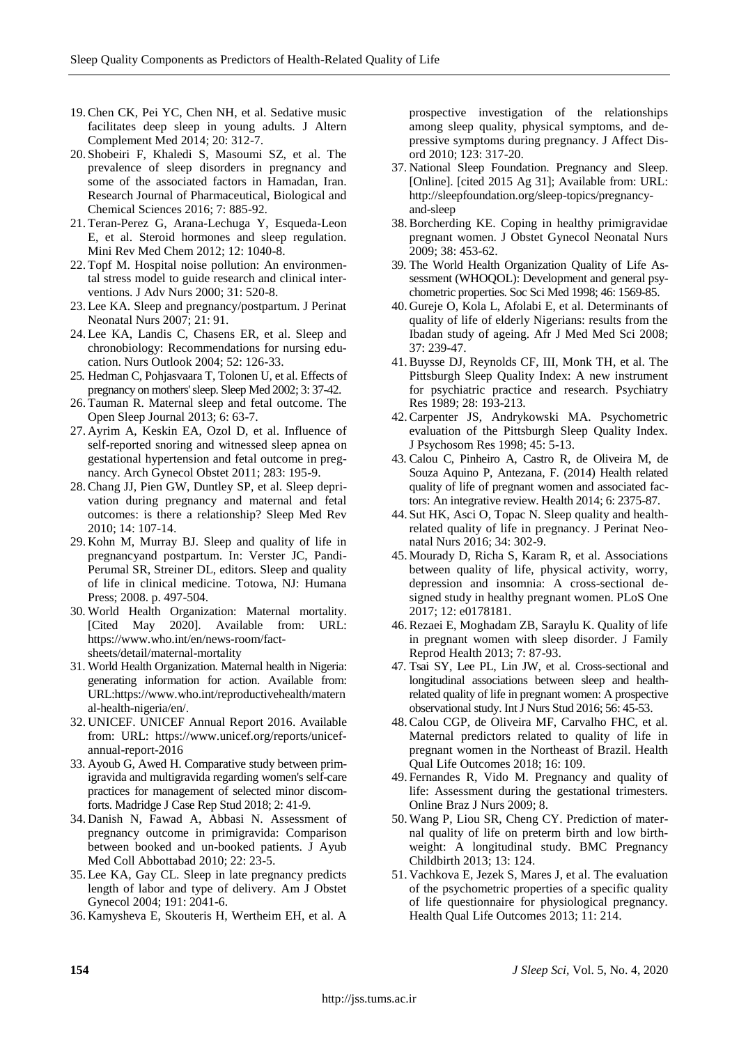19. Chen CK, Pei YC, Chen NH, et al. Sedative music facilitates deep sleep in young adults. J Altern Complement Med 2014; 20: 312-7.
20. Shobeiri F, Khaledi S, Masoumi SZ, et al. The prevalence of sleep disorders in pregnancy and some of the associated factors in Hamadan, Iran. Research Journal of Pharmaceutical, Biological and Chemical Sciences 2016; 7: 885-92.
21. Teran-Perez G, Arana-Lechuga Y, Esqueda-Leon E, et al. Steroid hormones and sleep regulation. Mini Rev Med Chem 2012; 12: 1040-8.
22. Topf M. Hospital noise pollution: An environmental stress model to guide research and clinical interventions. J Adv Nurs 2000; 31: 520-8.
23. Lee KA. Sleep and pregnancy/postpartum. J Perinat Neonatal Nurs 2007; 21: 91.
24. Lee KA, Landis C, Chasens ER, et al. Sleep and chronobiology: Recommendations for nursing education. Nurs Outlook 2004; 52: 126-33.
25. Hedman C, Pohjasvaara T, Tolonen U, et al. Effects of pregnancy on mothers' sleep. Sleep Med 2002; 3: 37-42.
26. Tauman R. Maternal sleep and fetal outcome. The Open Sleep Journal 2013; 6: 63-7.
27. Ayrim A, Keskin EA, Ozol D, et al. Influence of self-reported snoring and witnessed sleep apnea on gestational hypertension and fetal outcome in pregnancy. Arch Gynecol Obstet 2011; 283: 195-9.
28. Chang JJ, Pien GW, Duntley SP, et al. Sleep deprivation during pregnancy and maternal and fetal outcomes: is there a relationship? Sleep Med Rev 2010; 14: 107-14.
29. Kohn M, Murray BJ. Sleep and quality of life in pregnancyand postpartum. In: Verster JC, Pandi-Perumal SR, Streiner DL, editors. Sleep and quality of life in clinical medicine. Totowa, NJ: Humana Press; 2008. p. 497-504.
30. World Health Organization: Maternal mortality. [Cited May 2020]. Available from: URL: https://www.who.int/en/news-room/fact-sheets/detail/maternal-mortality
31. World Health Organization. Maternal health in Nigeria: generating information for action. Available from: URL:https://www.who.int/reproductivehealth/maternal-health-nigeria/en/.
32. UNICEF. UNICEF Annual Report 2016. Available from: URL: https://www.unicef.org/reports/unicef-annual-report-2016
33. Ayoub G, Awed H. Comparative study between primigravida and multigravida regarding women's self-care practices for management of selected minor discomforts. Madridge J Case Rep Stud 2018; 2: 41-9.
34. Danish N, Fawad A, Abbasi N. Assessment of pregnancy outcome in primigravida: Comparison between booked and un-booked patients. J Ayub Med Coll Abbottabad 2010; 22: 23-5.
35. Lee KA, Gay CL. Sleep in late pregnancy predicts length of labor and type of delivery. Am J Obstet Gynecol 2004; 191: 2041-6.
36. Kamysheva E, Skouteris H, Wertheim EH, et al. A prospective investigation of the relationships among sleep quality, physical symptoms, and depressive symptoms during pregnancy. J Affect Disord 2010; 123: 317-20.
37. National Sleep Foundation. Pregnancy and Sleep. [Online]. [cited 2015 Ag 31]; Available from: URL: http://sleepfoundation.org/sleep-topics/pregnancy-and-sleep
38. Borcherding KE. Coping in healthy primigravidae pregnant women. J Obstet Gynecol Neonatal Nurs 2009; 38: 453-62.
39. The World Health Organization Quality of Life Assessment (WHOQOL): Development and general psychometric properties. Soc Sci Med 1998; 46: 1569-85.
40. Gureje O, Kola L, Afolabi E, et al. Determinants of quality of life of elderly Nigerians: results from the Ibadan study of ageing. Afr J Med Med Sci 2008; 37: 239-47.
41. Buysse DJ, Reynolds CF, III, Monk TH, et al. The Pittsburgh Sleep Quality Index: A new instrument for psychiatric practice and research. Psychiatry Res 1989; 28: 193-213.
42. Carpenter JS, Andrykowski MA. Psychometric evaluation of the Pittsburgh Sleep Quality Index. J Psychosom Res 1998; 45: 5-13.
43. Calou C, Pinheiro A, Castro R, de Oliveira M, de Souza Aquino P, Antezana, F. (2014) Health related quality of life of pregnant women and associated factors: An integrative review. Health 2014; 6: 2375-87.
44. Sut HK, Asci O, Topac N. Sleep quality and health-related quality of life in pregnancy. J Perinat Neonatal Nurs 2016; 34: 302-9.
45. Mourady D, Richa S, Karam R, et al. Associations between quality of life, physical activity, worry, depression and insomnia: A cross-sectional designed study in healthy pregnant women. PLoS One 2017; 12: e0178181.
46. Rezaei E, Moghadam ZB, Saraylu K. Quality of life in pregnant women with sleep disorder. J Family Reprod Health 2013; 7: 87-93.
47. Tsai SY, Lee PL, Lin JW, et al. Cross-sectional and longitudinal associations between sleep and health-related quality of life in pregnant women: A prospective observational study. Int J Nurs Stud 2016; 56: 45-53.
48. Calou CGP, de Oliveira MF, Carvalho FHC, et al. Maternal predictors related to quality of life in pregnant women in the Northeast of Brazil. Health Qual Life Outcomes 2018; 16: 109.
49. Fernandes R, Vido M. Pregnancy and quality of life: Assessment during the gestational trimesters. Online Braz J Nurs 2009; 8.
50. Wang P, Liou SR, Cheng CY. Prediction of maternal quality of life on preterm birth and low birthweight: A longitudinal study. BMC Pregnancy Childbirth 2013; 13: 124.
51. Vachkova E, Jezek S, Mares J, et al. The evaluation of the psychometric properties of a specific quality of life questionnaire for physiological pregnancy. Health Qual Life Outcomes 2013; 11: 214.